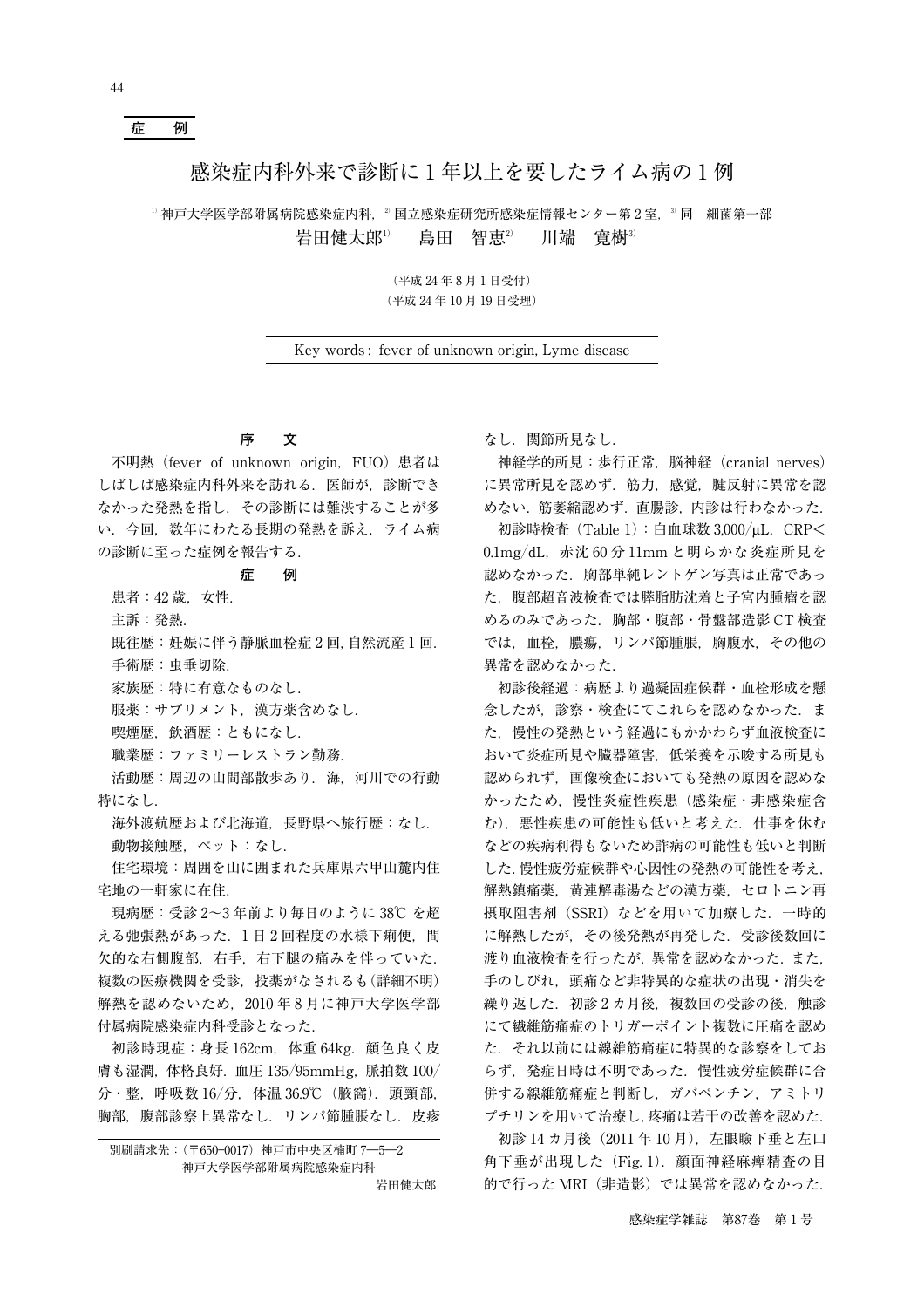**症　例**

# 感染症内科外来で診断に1年以上を要したライム病の1例

[1]神戸大学医学部附属病院感染症内科，[2]国立感染症研究所感染症情報センター第2室，[3]同　細菌第一部

岩田健太郎[1]　島田　智恵[2]　川端　寛樹[3]

（平成24年8月1日受付）
（平成24年10月19日受理）

Key words: fever of unknown origin, Lyme disease

## 序　文

不明熱（fever of unknown origin, FUO）患者はしばしば感染症内科外来を訪れる．医師が，診断できなかった発熱を指し，その診断には難渋することが多い．今回，数年にわたる長期の発熱を訴え，ライム病の診断に至った症例を報告する．

## 症　例

患者：42歳，女性．

主訴：発熱．

既往歴：妊娠に伴う静脈血栓症2回，自然流産1回．

手術歴：虫垂切除．

家族歴：特に有意なものなし．

服薬：サプリメント，漢方薬含めなし．

喫煙歴，飲酒歴：ともになし．

職業歴：ファミリーレストラン勤務．

活動歴：周辺の山間部散歩あり．海，河川での行動特になし．

海外渡航歴および北海道，長野県へ旅行歴：なし．

動物接触歴，ペット：なし．

住宅環境：周囲を山に囲まれた兵庫県六甲山麓内住宅地の一軒家に在住．

現病歴：受診2～3年前より毎日のように38℃を超える弛張熱があった．1日2回程度の水様下痢便，間欠的な右側腹部，右手，右下腿の痛みを伴っていた．複数の医療機関を受診，投薬がなされるも（詳細不明）解熱を認めないため，2010年8月に神戸大学医学部付属病院感染症内科受診となった．

初診時現症：身長162cm，体重64kg．顔色良く皮膚も湿潤，体格良好．血圧135/95mmHg，脈拍数100/分・整，呼吸数16/分，体温36.9℃（腋窩）．頭頸部，胸部，腹部診察上異常なし．リンパ節腫脹なし．皮疹なし．関節所見なし．

神経学的所見：歩行正常，脳神経（cranial nerves）に異常所見を認めず．筋力，感覚，腱反射に異常を認めない．筋萎縮認めず．直腸診，内診は行わなかった．

初診時検査（Table 1）：白血球数3,000/μL，CRP<0.1mg/dL，赤沈60分11mmと明らかな炎症所見を認めなかった．胸部単純レントゲン写真は正常であった．腹部超音波検査では膵脂肪沈着と子宮内腫瘤を認めるのみであった．胸部・腹部・骨盤部造影CT検査では，血栓，膿瘍，リンパ節腫脹，胸腹水，その他の異常を認めなかった．

初診後経過：病歴より過凝固症候群・血栓形成を懸念したが，診察・検査にてこれらを認めなかった．また，慢性の発熱という経過にもかかわらず血液検査において炎症所見や臓器障害，低栄養を示唆する所見も認められず，画像検査においても発熱の原因を認めなかったため，慢性炎症性疾患（感染症・非感染症含む），悪性疾患の可能性も低いと考えた．仕事を休むなどの疾病利得もないため詐病の可能性も低いと判断した．慢性疲労症候群や心因性の発熱の可能性を考え，解熱鎮痛薬，黄連解毒湯などの漢方薬，セロトニン再摂取阻害剤（SSRI）などを用いて加療した．一時的に解熱したが，その後発熱が再発した．受診後数回に渡り血液検査を行ったが，異常を認めなかった．また，手のしびれ，頭痛など非特異的な症状の出現・消失を繰り返した．初診2カ月後，複数回の受診の後，触診にて繊維筋痛症のトリガーポイント複数に圧痛を認めた．それ以前には線維筋痛症に特異的な診察をしておらず，発症日時は不明であった．慢性疲労症候群に合併する線維筋痛症と判断し，ガバペンチン，アミトリプチリンを用いて治療し，疼痛は若干の改善を認めた．

初診14カ月後（2011年10月），左眼瞼下垂と左口角下垂が出現した（Fig. 1）．顔面神経麻痺精査の目的で行ったMRI（非造影）では異常を認めなかった．

別刷請求先：（〒650-0017）神戸市中央区楠町7―5―2
神戸大学医学部附属病院感染症内科
岩田健太郎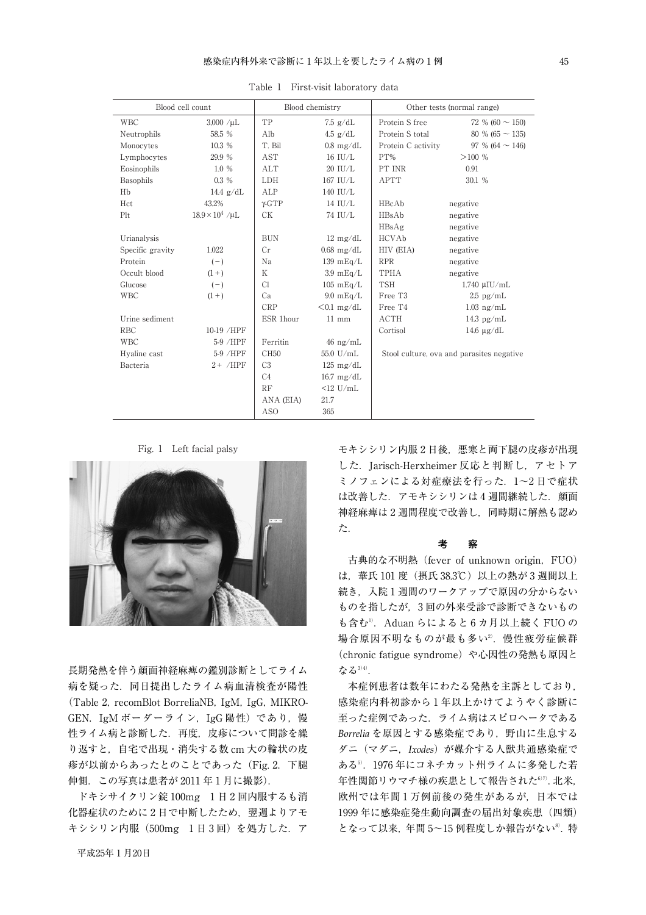Table 1　First-visit laboratory data

| Blood cell count | | Blood chemistry | | Other tests (normal range) | |
|---|---|---|---|---|---|
| WBC | 3,000 /μL | TP | 7.5 g/dL | Protein S free | 72 % (60 ~ 150) |
| Neutrophils | 58.5 % | Alb | 4.5 g/dL | Protein S total | 80 % (65 ~ 135) |
| Monocytes | 10.3 % | T. Bil | 0.8 mg/dL | Protein C activity | 97 % (64 ~ 146) |
| Lymphocytes | 29.9 % | AST | 16 IU/L | PT% | >100 % |
| Eosinophils | 1.0 % | ALT | 20 IU/L | PT INR | 0.91 |
| Basophils | 0.3 % | LDH | 167 IU/L | APTT | 30.1 % |
| Hb | 14.4 g/dL | ALP | 140 IU/L | | |
| Hct | 43.2% | γ-GTP | 14 IU/L | HBcAb | negative |
| Plt | $18.9 \times 10^4$ /μL | CK | 74 IU/L | HBsAb | negative |
| | | | | HBsAg | negative |
| Urianalysis | | BUN | 12 mg/dL | HCVAb | negative |
| Specific gravity | 1.022 | Cr | 0.68 mg/dL | HIV (EIA) | negative |
| Protein | (−) | Na | 139 mEq/L | RPR | negative |
| Occult blood | (1+) | K | 3.9 mEq/L | TPHA | negative |
| Glucose | (−) | Cl | 105 mEq/L | TSH | 1.740 μIU/mL |
| WBC | (1+) | Ca | 9.0 mEq/L | Free T3 | 2.5 pg/mL |
| | | CRP | <0.1 mg/dL | Free T4 | 1.03 ng/mL |
| Urine sediment | | ESR 1hour | 11 mm | ACTH | 14.3 pg/mL |
| RBC | 10-19 /HPF | | | Cortisol | 14.6 μg/dL |
| WBC | 5-9 /HPF | Ferritin | 46 ng/mL | | |
| Hyaline cast | 5-9 /HPF | CH50 | 55.0 U/mL | Stool culture, ova and parasites negative | |
| Bacteria | 2+ /HPF | C3 | 125 mg/dL | | |
| | | C4 | 16.7 mg/dL | | |
| | | RF | <12 U/mL | | |
| | | ANA (EIA) | 21.7 | | |
| | | ASO | 365 | | |

Fig. 1　Left facial palsy

長期発熱を伴う顔面神経麻痺の鑑別診断としてライム病を疑った．同日提出したライム病血清検査が陽性（Table 2, recomBlot BorreliaNB, IgM, IgG, MIKROGEN. IgM ボーダーライン，IgG 陽性）であり，慢性ライム病と診断した．再度，皮疹について問診を繰り返すと，自宅で出現・消失する数 cm 大の輪状の皮疹が以前からあったとのことであった（Fig. 2. 下腿伸側．この写真は患者が 2011 年 1 月に撮影）．

ドキシサイクリン錠 100mg　1 日 2 回内服するも消化器症状のために 2 日で中断したため，翌週よりアモキシシリン内服（500mg　1 日 3 回）を処方した．アモキシシリン内服 2 日後，悪寒と両下腿の皮疹が出現した．Jarisch-Herxheimer 反応と判断し，アセトアミノフェンによる対症療法を行った．1～2 日で症状は改善した．アモキシシリンは 4 週間継続した．顔面神経麻痺は 2 週間程度で改善し，同時期に解熱も認めた．

## 考　察

古典的な不明熱（fever of unknown origin, FUO）は，華氏 101 度（摂氏 38.3℃）以上の熱が 3 週間以上続き，入院 1 週間のワークアップで原因の分からないものを指したが，3 回の外来受診で診断できないものも含む[1]．Aduan らによると 6 カ月以上続く FUO の場合原因不明なものが最も多い[2]．慢性疲労症候群（chronic fatigue syndrome）や心因性の発熱も原因となる[3,4]．

本症例患者は数年にわたる発熱を主訴としており，感染症内科初診から 1 年以上かけてようやく診断に至った症例であった．ライム病はスピロヘータである *Borrelia* を原因とする感染症であり，野山に生息するダニ（マダニ，*Ixodes*）が媒介する人獣共通感染症である[5]．1976 年にコネチカット州ライムに多発した若年性関節リウマチ様の疾患として報告された[6,7]．北米，欧州では年間 1 万例前後の発生があるが，日本では 1999 年に感染症発生動向調査の届出対象疾患（四類）となって以来，年間 5～15 例程度しか報告がない[8]．特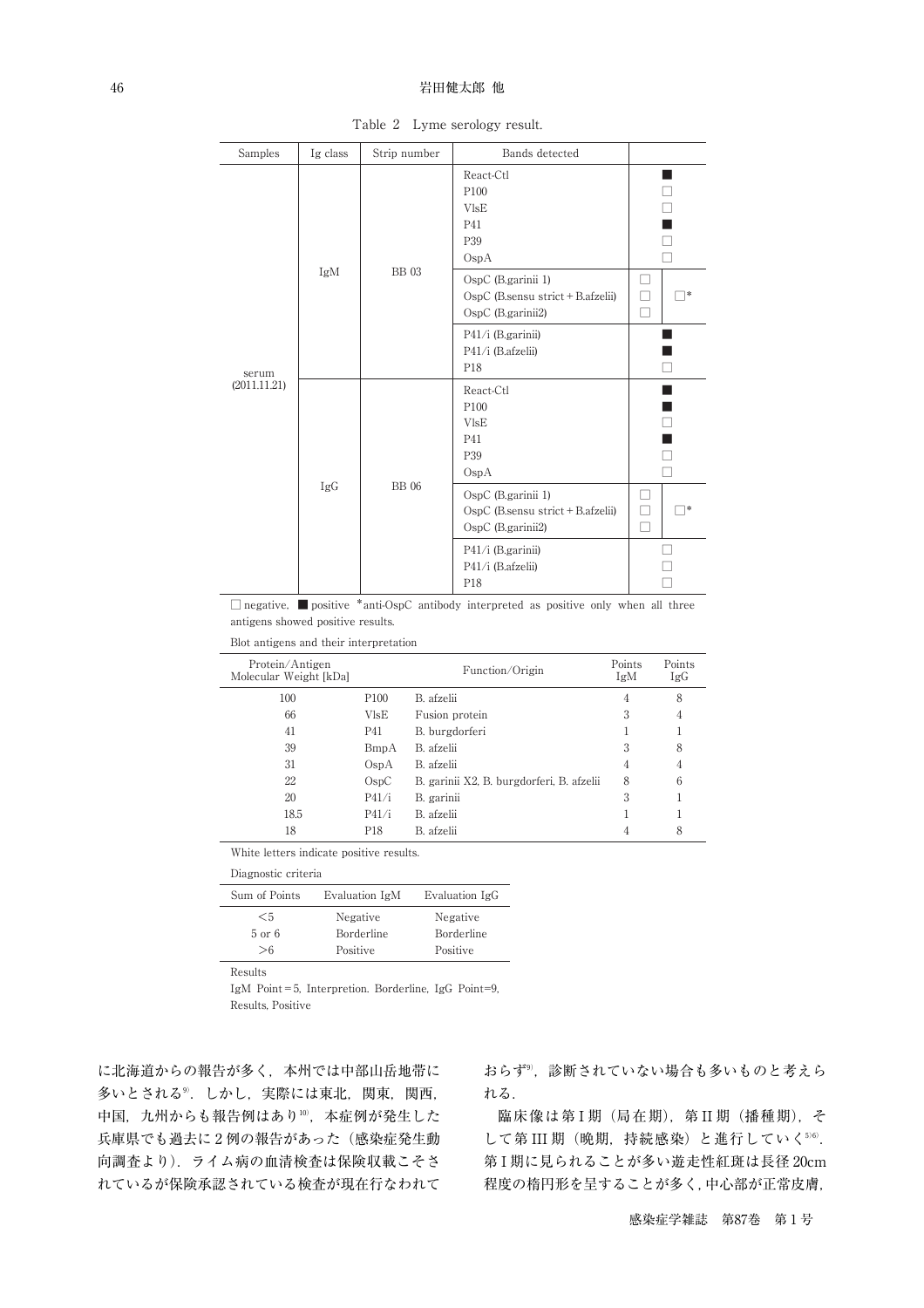Table 2 Lyme serology result.

| Samples | Ig class | Strip number | Bands detected | | |
|---|---|---|---|---|---|
| serum (2011.11.21) | IgM | BB 03 | React-Ctl | | ■ |
| | | | P100 | | □ |
| | | | VlsE | | □ |
| | | | P41 | | ■ |
| | | | P39 | | □ |
| | | | OspA | | □ |
| | | | OspC (B.garinii 1) | □ | □* |
| | | | OspC (B.sensu strict + B.afzelii) | □ | |
| | | | OspC (B.garinii2) | □ | |
| | | | P41/i (B.garinii) | | ■ |
| | | | P41/i (B.afzelii) | | ■ |
| | | | P18 | | □ |
| | IgG | BB 06 | React-Ctl | | ■ |
| | | | P100 | | ■ |
| | | | VlsE | | □ |
| | | | P41 | | ■ |
| | | | P39 | | □ |
| | | | OspA | | □ |
| | | | OspC (B.garinii 1) | □ | □* |
| | | | OspC (B.sensu strict + B.afzelii) | □ | |
| | | | OspC (B.garinii2) | □ | |
| | | | P41/i (B.garinii) | | □ |
| | | | P41/i (B.afzelii) | | □ |
| | | | P18 | | □ |

□ negative, ■ positive *anti-OspC antibody interpreted as positive only when all three antigens showed positive results.

Blot antigens and their interpretation

| Protein/Antigen Molecular Weight [kDa] | | Function/Origin | Points IgM | Points IgG |
|---|---|---|---|---|
| 100 | P100 | B. afzelii | 4 | 8 |
| 66 | VlsE | Fusion protein | 3 | 4 |
| 41 | P41 | B. burgdorferi | 1 | 1 |
| 39 | BmpA | B. afzelii | 3 | 8 |
| 31 | OspA | B. afzelii | 4 | 4 |
| 22 | OspC | B. garinii X2, B. burgdorferi, B. afzelii | 8 | 6 |
| 20 | P41/i | B. garinii | 3 | 1 |
| 18.5 | P41/i | B. afzelii | 1 | 1 |
| 18 | P18 | B. afzelii | 4 | 8 |

White letters indicate positive results.

Diagnostic criteria

| Sum of Points | Evaluation IgM | Evaluation IgG |
|---|---|---|
| <5 | Negative | Negative |
| 5 or 6 | Borderline | Borderline |
| >6 | Positive | Positive |

Results

IgM Point = 5, Interpretion. Borderline, IgG Point=9, Results, Positive

に北海道からの報告が多く，本州では中部山岳地帯に多いとされる[9]．しかし，実際には東北，関東，関西，中国，九州からも報告例はあり[10]，本症例が発生した兵庫県でも過去に2例の報告があった（感染症発生動向調査より）．ライム病の血清検査は保険収載こそされているが保険承認されている検査が現在行なわれておらず[9]，診断されていない場合も多いものと考えられる．

臨床像は第I期（局在期），第II期（播種期），そして第III期（晩期，持続感染）と進行していく[5][6]．第I期に見られることが多い遊走性紅斑は長径20cm程度の楕円形を呈することが多く，中心部が正常皮膚，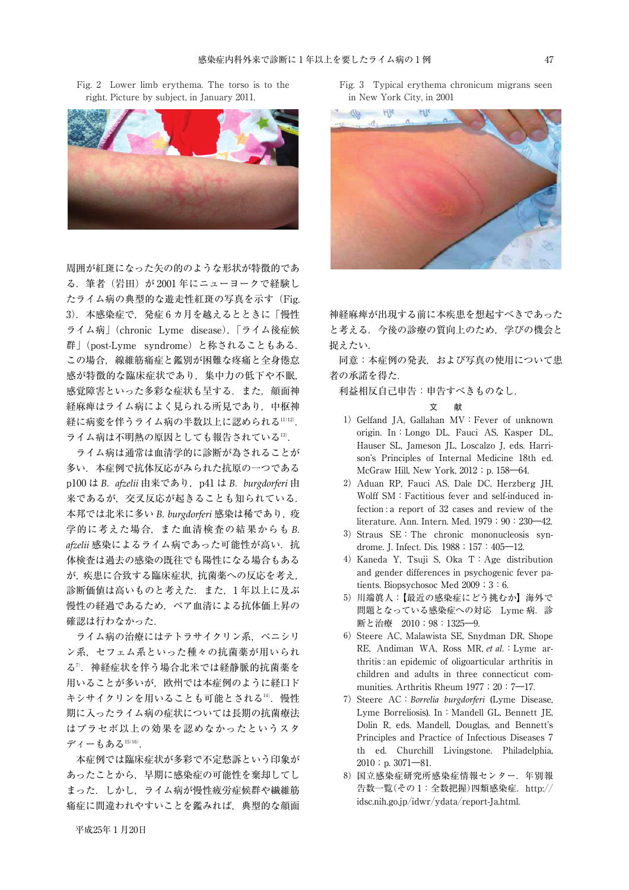Fig. 2 Lower limb erythema. The torso is to the right. Picture by subject, in January 2011.

Fig. 3 Typical erythema chronicum migrans seen in New York City, in 2001

周囲が紅斑になった矢の的のような形状が特徴的である．筆者（岩田）が2001年にニューヨークで経験したライム病の典型的な遊走性紅斑の写真を示す（Fig. 3）．本感染症で，発症6カ月を越えるとときに「慢性ライム病」（chronic Lyme disease），「ライム後症候群」（post-Lyme syndrome）と称されることもある．この場合，線維筋痛症と鑑別が困難な疼痛と全身倦怠感が特徴的な臨床症状であり，集中力の低下や不眠，感覚障害といった多彩な症状も呈する．また，顔面神経麻痺はライム病によく見られる所見であり，中枢神経に病変を伴うライム病の半数以上に認められる[11][12]．ライム病は不明熱の原因としても報告されている[13]．

ライム病は通常は血清学的に診断が為されることが多い．本症例で抗体反応がみられた抗原の一つであるp100は *B. afzelii* 由来であり，p41は *B. burgdorferi* 由来であるが，交叉反応が起きることも知られている．本邦では北米に多い *B. burgdorferi* 感染は稀であり，疫学的に考えた場合，また血清検査の結果からも *B. afzelii* 感染によるライム病であった可能性が高い．抗体検査は過去の感染の既往でも陽性になる場合もあるが，疾患に合致する臨床症状，抗菌薬への反応を考え，診断価値は高いものと考えた．また，1年以上に及ぶ慢性の経過であるため，ペア血清による抗体価上昇の確認は行わなかった．

ライム病の治療にはテトラサイクリン系，ペニシリン系，セフェム系といった種々の抗菌薬が用いられる[7]．神経症状を伴う場合北米では経静脈的抗菌薬を用いることが多いが，欧州では本症例のように経口ドキシサイクリンを用いることも可能とされる[14]．慢性期に入ったライム病の症状については長期の抗菌療法はプラセボ以上の効果を認めなかったというスタディーもある[15][16]．

本症例では臨床症状が多彩で不定愁訴という印象があったことから，早期に感染症の可能性を棄却してしまった．しかし，ライム病が慢性疲労症候群や繊維筋痛症に間違われやすいことを鑑みれば，典型的な顔面神経麻痺が出現する前に本疾患を想起すべきであったと考える．今後の診療の質向上のため，学びの機会と捉えたい．

同意：本症例の発表，および写真の使用について患者の承諾を得た．

利益相反自己申告：申告すべきものなし．

## 文献

1) Gelfand JA, Gallahan MV : Fever of unknown origin. In : Longo DL, Fauci AS, Kasper DL, Hauser SL, Jameson JL, Loscalzo J, eds. Harrison's Principles of Internal Medicine 18th ed. McGraw Hill, New York, 2012 ; p. 158―64.
2) Aduan RP, Fauci AS, Dale DC, Herzberg JH, Wolff SM : Factitious fever and self-induced infection : a report of 32 cases and review of the literature. Ann. Intern. Med. 1979 ; 90 : 230―42.
3) Straus SE : The chronic mononucleosis syndrome. J. Infect. Dis. 1988 ; 157 : 405―12.
4) Kaneda Y, Tsuji S, Oka T : Age distribution and gender differences in psychogenic fever patients. Biopsychosoc Med 2009 ; 3 : 6.
5) 川端眞人：【最近の感染症にどう挑むか】海外で問題となっている感染症への対応 Lyme病．診断と治療 2010 ; 98 : 1325―9.
6) Steere AC, Malawista SE, Snydman DR, Shope RE, Andiman WA, Ross MR, *et al.* : Lyme arthritis : an epidemic of oligoarticular arthritis in children and adults in three connecticut communities. Arthritis Rheum 1977 ; 20 : 7―17.
7) Steere AC : *Borrelia burgdorferi* (Lyme Disease, Lyme Borreliosis). In : Mandell GL, Bennett JE, Dolin R, eds. Mandell, Douglas, and Bennett's Principles and Practice of Infectious Diseases 7 th ed. Churchill Livingstone. Philadelphia, 2010 ; p. 3071―81.
8) 国立感染症研究所感染症情報センター．年別報告数一覧（その1：全数把握）四類感染症．http://idsc.nih.go.jp/idwr/ydata/report-Ja.html.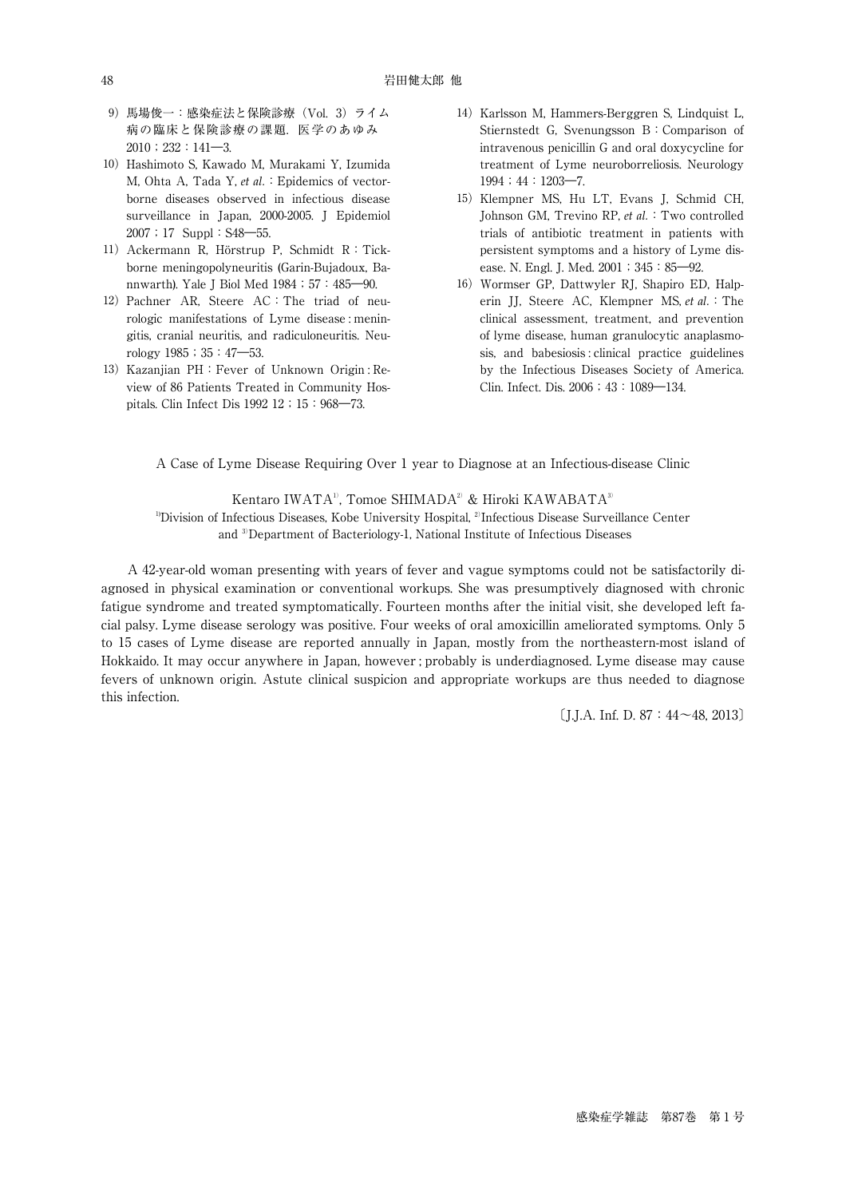9）馬場俊一：感染症法と保険診療（Vol. 3）ライム病の臨床と保険診療の課題．医学のあゆみ 2010；232：141―3.

10）Hashimoto S, Kawado M, Murakami Y, Izumida M, Ohta A, Tada Y, *et al.*：Epidemics of vector-borne diseases observed in infectious disease surveillance in Japan, 2000-2005. J Epidemiol 2007；17 Suppl：S48―55.

11）Ackermann R, Hörstrup P, Schmidt R：Tick-borne meningopolyneuritis (Garin-Bujadoux, Bannwarth). Yale J Biol Med 1984；57：485―90.

12）Pachner AR, Steere AC：The triad of neurologic manifestations of Lyme disease：meningitis, cranial neuritis, and radiculoneuritis. Neurology 1985；35：47―53.

13）Kazanjian PH：Fever of Unknown Origin：Review of 86 Patients Treated in Community Hospitals. Clin Infect Dis 1992 12；15：968―73.

14）Karlsson M, Hammers-Berggren S, Lindquist L, Stiernstedt G, Svenungsson B：Comparison of intravenous penicillin G and oral doxycycline for treatment of Lyme neuroborreliosis. Neurology 1994；44：1203―7.

15）Klempner MS, Hu LT, Evans J, Schmid CH, Johnson GM, Trevino RP, *et al.*：Two controlled trials of antibiotic treatment in patients with persistent symptoms and a history of Lyme disease. N. Engl. J. Med. 2001；345：85―92.

16）Wormser GP, Dattwyler RJ, Shapiro ED, Halperin JJ, Steere AC, Klempner MS, *et al.*：The clinical assessment, treatment, and prevention of lyme disease, human granulocytic anaplasmosis, and babesiosis：clinical practice guidelines by the Infectious Diseases Society of America. Clin. Infect. Dis. 2006；43：1089―134.

## A Case of Lyme Disease Requiring Over 1 year to Diagnose at an Infectious-disease Clinic

Kentaro IWATA[1], Tomoe SHIMADA[2] & Hiroki KAWABATA[3]

[1]Division of Infectious Diseases, Kobe University Hospital, [2]Infectious Disease Surveillance Center and [3]Department of Bacteriology-1, National Institute of Infectious Diseases

A 42-year-old woman presenting with years of fever and vague symptoms could not be satisfactorily diagnosed in physical examination or conventional workups. She was presumptively diagnosed with chronic fatigue syndrome and treated symptomatically. Fourteen months after the initial visit, she developed left facial palsy. Lyme disease serology was positive. Four weeks of oral amoxicillin ameliorated symptoms. Only 5 to 15 cases of Lyme disease are reported annually in Japan, mostly from the northeastern-most island of Hokkaido. It may occur anywhere in Japan, however；probably is underdiagnosed. Lyme disease may cause fevers of unknown origin. Astute clinical suspicion and appropriate workups are thus needed to diagnose this infection.

〔J.J.A. Inf. D. 87：44～48, 2013〕